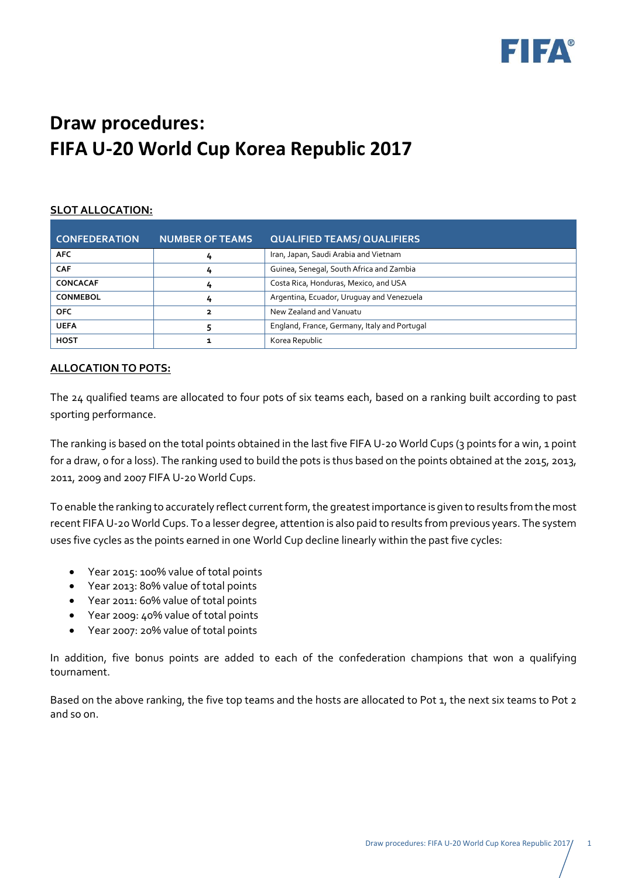# Draw procedures:
# FIFA U-20 World Cup Korea Republic 2017

## SLOT ALLOCATION:

| CONFEDERATION | NUMBER OF TEAMS | QUALIFIED TEAMS/ QUALIFIERS |
|---|---|---|
| **AFC** | 4 | Iran, Japan, Saudi Arabia and Vietnam |
| **CAF** | 4 | Guinea, Senegal, South Africa and Zambia |
| **CONCACAF** | 4 | Costa Rica, Honduras, Mexico, and USA |
| **CONMEBOL** | 4 | Argentina, Ecuador, Uruguay and Venezuela |
| **OFC** | 2 | New Zealand and Vanuatu |
| **UEFA** | 5 | England, France, Germany, Italy and Portugal |
| **HOST** | 1 | Korea Republic |

## ALLOCATION TO POTS:

The 24 qualified teams are allocated to four pots of six teams each, based on a ranking built according to past sporting performance.

The ranking is based on the total points obtained in the last five FIFA U-20 World Cups (3 points for a win, 1 point for a draw, 0 for a loss). The ranking used to build the pots is thus based on the points obtained at the 2015, 2013, 2011, 2009 and 2007 FIFA U-20 World Cups.

To enable the ranking to accurately reflect current form, the greatest importance is given to results from the most recent FIFA U-20 World Cups. To a lesser degree, attention is also paid to results from previous years. The system uses five cycles as the points earned in one World Cup decline linearly within the past five cycles:

- Year 2015: 100% value of total points
- Year 2013: 80% value of total points
- Year 2011: 60% value of total points
- Year 2009: 40% value of total points
- Year 2007: 20% value of total points

In addition, five bonus points are added to each of the confederation champions that won a qualifying tournament.

Based on the above ranking, the five top teams and the hosts are allocated to Pot 1, the next six teams to Pot 2 and so on.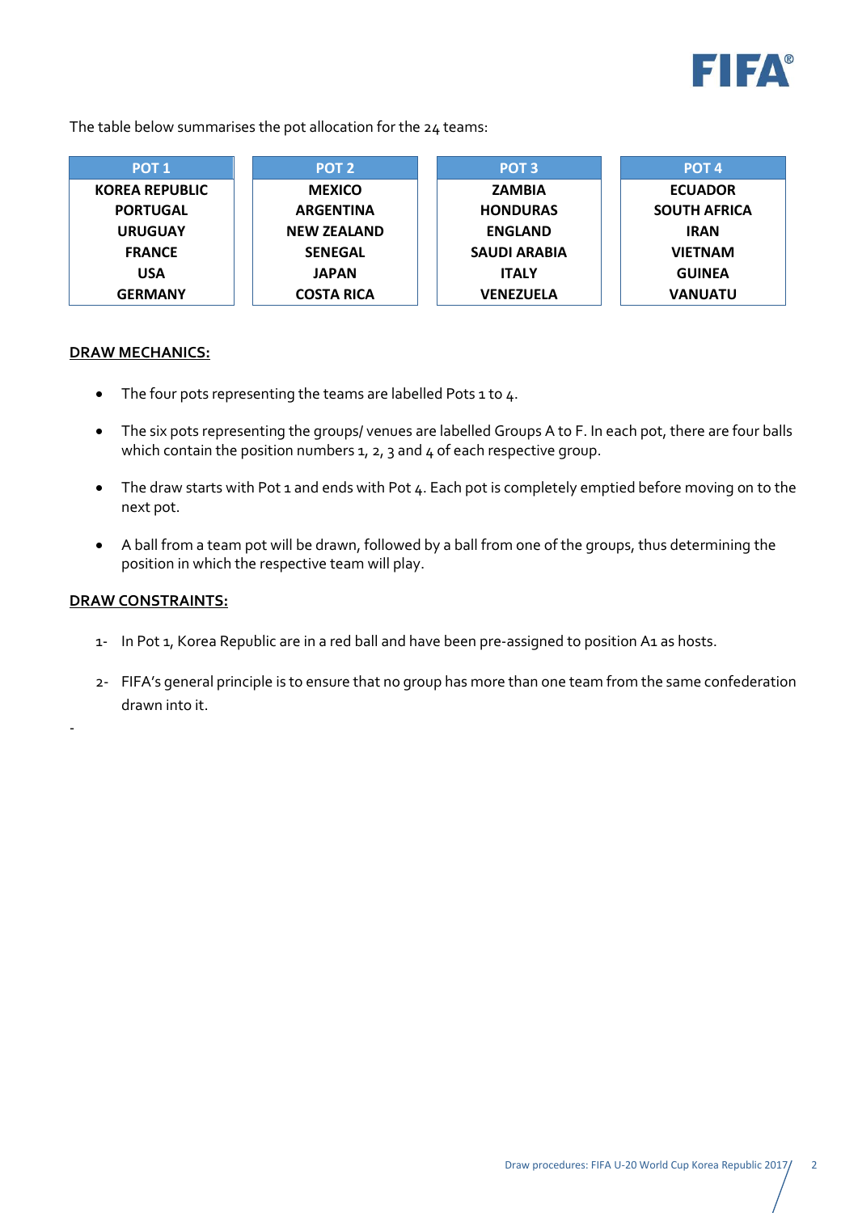The table below summarises the pot allocation for the 24 teams:

| POT 1 | POT 2 | POT 3 | POT 4 |
|---|---|---|---|
| KOREA REPUBLIC | MEXICO | ZAMBIA | ECUADOR |
| PORTUGAL | ARGENTINA | HONDURAS | SOUTH AFRICA |
| URUGUAY | NEW ZEALAND | ENGLAND | IRAN |
| FRANCE | SENEGAL | SAUDI ARABIA | VIETNAM |
| USA | JAPAN | ITALY | GUINEA |
| GERMANY | COSTA RICA | VENEZUELA | VANUATU |

**DRAW MECHANICS:**

- The four pots representing the teams are labelled Pots 1 to 4.
- The six pots representing the groups/ venues are labelled Groups A to F. In each pot, there are four balls which contain the position numbers 1, 2, 3 and 4 of each respective group.
- The draw starts with Pot 1 and ends with Pot 4. Each pot is completely emptied before moving on to the next pot.
- A ball from a team pot will be drawn, followed by a ball from one of the groups, thus determining the position in which the respective team will play.

**DRAW CONSTRAINTS:**

1- In Pot 1, Korea Republic are in a red ball and have been pre-assigned to position A1 as hosts.

2- FIFA's general principle is to ensure that no group has more than one team from the same confederation drawn into it.

-